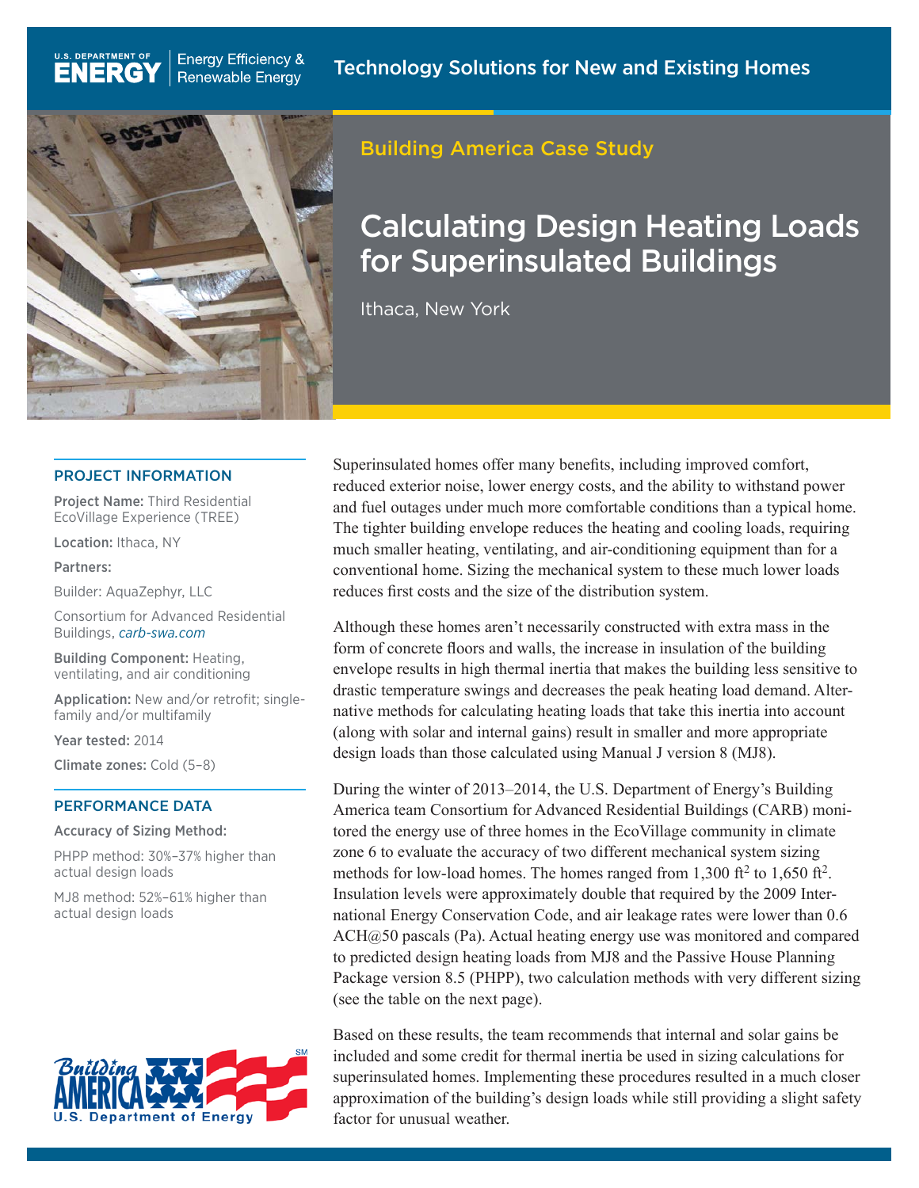U.S. DEPARTMENT OF ENERGY | Energy Efficiency & Renewable Energy

Technology Solutions for New and Existing Homes

Building America Case Study

# Calculating Design Heating Loads for Superinsulated Buildings

Ithaca, New York

## PROJECT INFORMATION

**Project Name:** Third Residential EcoVillage Experience (TREE)

**Location:** Ithaca, NY

**Partners:**

Builder: AquaZephyr, LLC

Consortium for Advanced Residential Buildings, *carb-swa.com*

**Building Component:** Heating, ventilating, and air conditioning

**Application:** New and/or retrofit; single-family and/or multifamily

**Year tested:** 2014

**Climate zones:** Cold (5–8)

## PERFORMANCE DATA

**Accuracy of Sizing Method:**

PHPP method: 30%–37% higher than actual design loads

MJ8 method: 52%–61% higher than actual design loads

Superinsulated homes offer many benefits, including improved comfort, reduced exterior noise, lower energy costs, and the ability to withstand power and fuel outages under much more comfortable conditions than a typical home. The tighter building envelope reduces the heating and cooling loads, requiring much smaller heating, ventilating, and air-conditioning equipment than for a conventional home. Sizing the mechanical system to these much lower loads reduces first costs and the size of the distribution system.

Although these homes aren't necessarily constructed with extra mass in the form of concrete floors and walls, the increase in insulation of the building envelope results in high thermal inertia that makes the building less sensitive to drastic temperature swings and decreases the peak heating load demand. Alternative methods for calculating heating loads that take this inertia into account (along with solar and internal gains) result in smaller and more appropriate design loads than those calculated using Manual J version 8 (MJ8).

During the winter of 2013–2014, the U.S. Department of Energy's Building America team Consortium for Advanced Residential Buildings (CARB) monitored the energy use of three homes in the EcoVillage community in climate zone 6 to evaluate the accuracy of two different mechanical system sizing methods for low-load homes. The homes ranged from 1,300 $ft^2$ to 1,650 $ft^2$. Insulation levels were approximately double that required by the 2009 International Energy Conservation Code, and air leakage rates were lower than 0.6 ACH@50 pascals (Pa). Actual heating energy use was monitored and compared to predicted design heating loads from MJ8 and the Passive House Planning Package version 8.5 (PHPP), two calculation methods with very different sizing (see the table on the next page).

Based on these results, the team recommends that internal and solar gains be included and some credit for thermal inertia be used in sizing calculations for superinsulated homes. Implementing these procedures resulted in a much closer approximation of the building's design loads while still providing a slight safety factor for unusual weather.

Building America — U.S. Department of Energy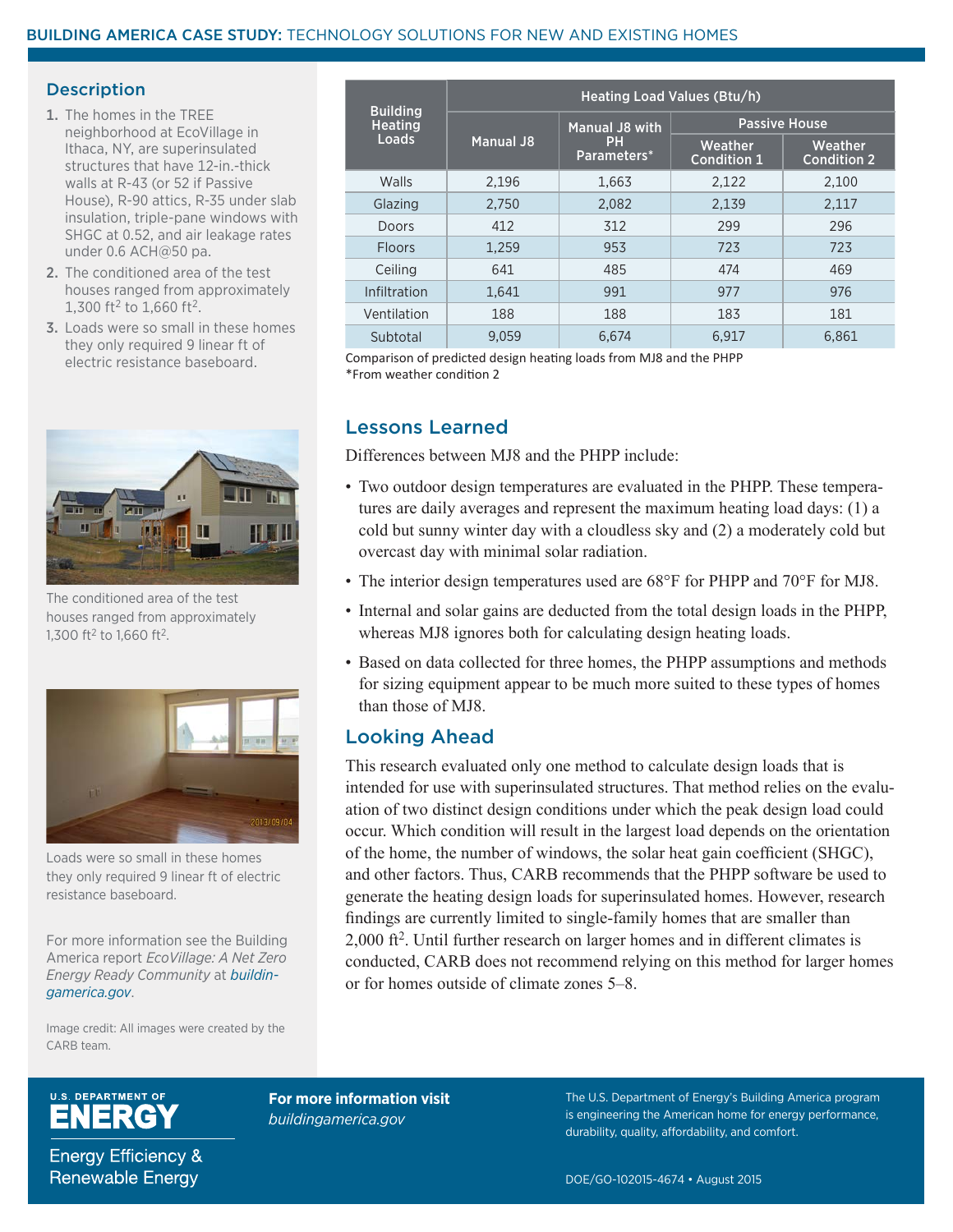## Description

1. The homes in the TREE neighborhood at EcoVillage in Ithaca, NY, are superinsulated structures that have 12-in.-thick walls at R-43 (or 52 if Passive House), R-90 attics, R-35 under slab insulation, triple-pane windows with SHGC at 0.52, and air leakage rates under 0.6 ACH@50 pa.
2. The conditioned area of the test houses ranged from approximately 1,300 ft$^2$ to 1,660 ft$^2$.
3. Loads were so small in these homes they only required 9 linear ft of electric resistance baseboard.

The conditioned area of the test houses ranged from approximately 1,300 ft$^2$ to 1,660 ft$^2$.

Loads were so small in these homes they only required 9 linear ft of electric resistance baseboard.

For more information see the Building America report *EcoVillage: A Net Zero Energy Ready Community* at *buildingamerica.gov*.

Image credit: All images were created by the CARB team.

| Building Heating Loads | Heating Load Values (Btu/h) | | | |
|---|---|---|---|---|
| | Manual J8 | Manual J8 with PH Parameters* | Passive House | |
| | | | Weather Condition 1 | Weather Condition 2 |
| Walls | 2,196 | 1,663 | 2,122 | 2,100 |
| Glazing | 2,750 | 2,082 | 2,139 | 2,117 |
| Doors | 412 | 312 | 299 | 296 |
| Floors | 1,259 | 953 | 723 | 723 |
| Ceiling | 641 | 485 | 474 | 469 |
| Infiltration | 1,641 | 991 | 977 | 976 |
| Ventilation | 188 | 188 | 183 | 181 |
| Subtotal | 9,059 | 6,674 | 6,917 | 6,861 |

Comparison of predicted design heating loads from MJ8 and the PHPP
*From weather condition 2

## Lessons Learned

Differences between MJ8 and the PHPP include:

- Two outdoor design temperatures are evaluated in the PHPP. These temperatures are daily averages and represent the maximum heating load days: (1) a cold but sunny winter day with a cloudless sky and (2) a moderately cold but overcast day with minimal solar radiation.
- The interior design temperatures used are 68°F for PHPP and 70°F for MJ8.
- Internal and solar gains are deducted from the total design loads in the PHPP, whereas MJ8 ignores both for calculating design heating loads.
- Based on data collected for three homes, the PHPP assumptions and methods for sizing equipment appear to be much more suited to these types of homes than those of MJ8.

## Looking Ahead

This research evaluated only one method to calculate design loads that is intended for use with superinsulated structures. That method relies on the evaluation of two distinct design conditions under which the peak design load could occur. Which condition will result in the largest load depends on the orientation of the home, the number of windows, the solar heat gain coefficient (SHGC), and other factors. Thus, CARB recommends that the PHPP software be used to generate the heating design loads for superinsulated homes. However, research findings are currently limited to single-family homes that are smaller than 2,000 ft$^2$. Until further research on larger homes and in different climates is conducted, CARB does not recommend relying on this method for larger homes or for homes outside of climate zones 5–8.

U.S. DEPARTMENT OF ENERGY

Energy Efficiency & Renewable Energy

**For more information visit**
*buildingamerica.gov*

The U.S. Department of Energy's Building America program is engineering the American home for energy performance, durability, quality, affordability, and comfort.

DOE/GO-102015-4674 • August 2015